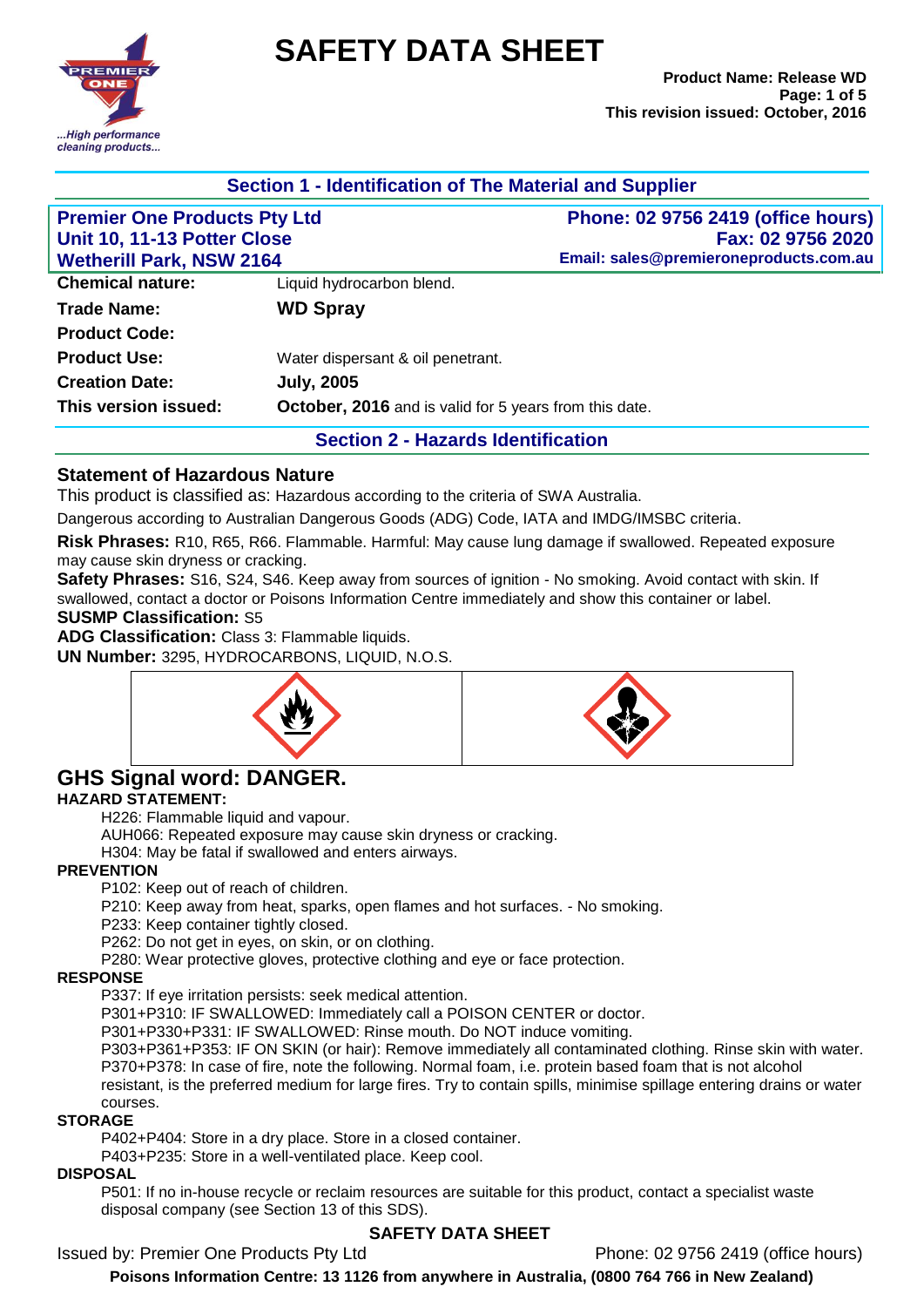# SAFETY DATA SHEET

**Product Name: Release WD**
**This revision issued: October, 2016**

## Section 1 - Identification of The Material and Supplier

| **Premier One Products Pty Ltd** | **Phone: 02 9756 2419 (office hours)** |
|---|---|
| **Unit 10, 11-13 Potter Close** | **Fax: 02 9756 2020** |
| **Wetherill Park, NSW 2164** | **Email: sales@premieroneproducts.com.au** |

| | |
|---|---|
| **Chemical nature:** | Liquid hydrocarbon blend. |
| **Trade Name:** | **WD Spray** |
| **Product Code:** | |
| **Product Use:** | Water dispersant & oil penetrant. |
| **Creation Date:** | **July, 2005** |
| **This version issued:** | **October, 2016** and is valid for 5 years from this date. |

## Section 2 - Hazards Identification

### Statement of Hazardous Nature

This product is classified as: Hazardous according to the criteria of SWA Australia.

Dangerous according to Australian Dangerous Goods (ADG) Code, IATA and IMDG/IMSBC criteria.

**Risk Phrases:** R10, R65, R66. Flammable. Harmful: May cause lung damage if swallowed. Repeated exposure may cause skin dryness or cracking.

**Safety Phrases:** S16, S24, S46. Keep away from sources of ignition - No smoking. Avoid contact with skin. If swallowed, contact a doctor or Poisons Information Centre immediately and show this container or label.

**SUSMP Classification:** S5

**ADG Classification:** Class 3: Flammable liquids.

**UN Number:** 3295, HYDROCARBONS, LIQUID, N.O.S.

## GHS Signal word: DANGER.

**HAZARD STATEMENT:**

H226: Flammable liquid and vapour.
AUH066: Repeated exposure may cause skin dryness or cracking.
H304: May be fatal if swallowed and enters airways.

**PREVENTION**

P102: Keep out of reach of children.
P210: Keep away from heat, sparks, open flames and hot surfaces. - No smoking.
P233: Keep container tightly closed.
P262: Do not get in eyes, on skin, or on clothing.
P280: Wear protective gloves, protective clothing and eye or face protection.

**RESPONSE**

P337: If eye irritation persists: seek medical attention.
P301+P310: IF SWALLOWED: Immediately call a POISON CENTER or doctor.
P301+P330+P331: IF SWALLOWED: Rinse mouth. Do NOT induce vomiting.
P303+P361+P353: IF ON SKIN (or hair): Remove immediately all contaminated clothing. Rinse skin with water.
P370+P378: In case of fire, note the following. Normal foam, i.e. protein based foam that is not alcohol resistant, is the preferred medium for large fires. Try to contain spills, minimise spillage entering drains or water courses.

**STORAGE**

P402+P404: Store in a dry place. Store in a closed container.
P403+P235: Store in a well-ventilated place. Keep cool.

**DISPOSAL**

P501: If no in-house recycle or reclaim resources are suitable for this product, contact a specialist waste disposal company (see Section 13 of this SDS).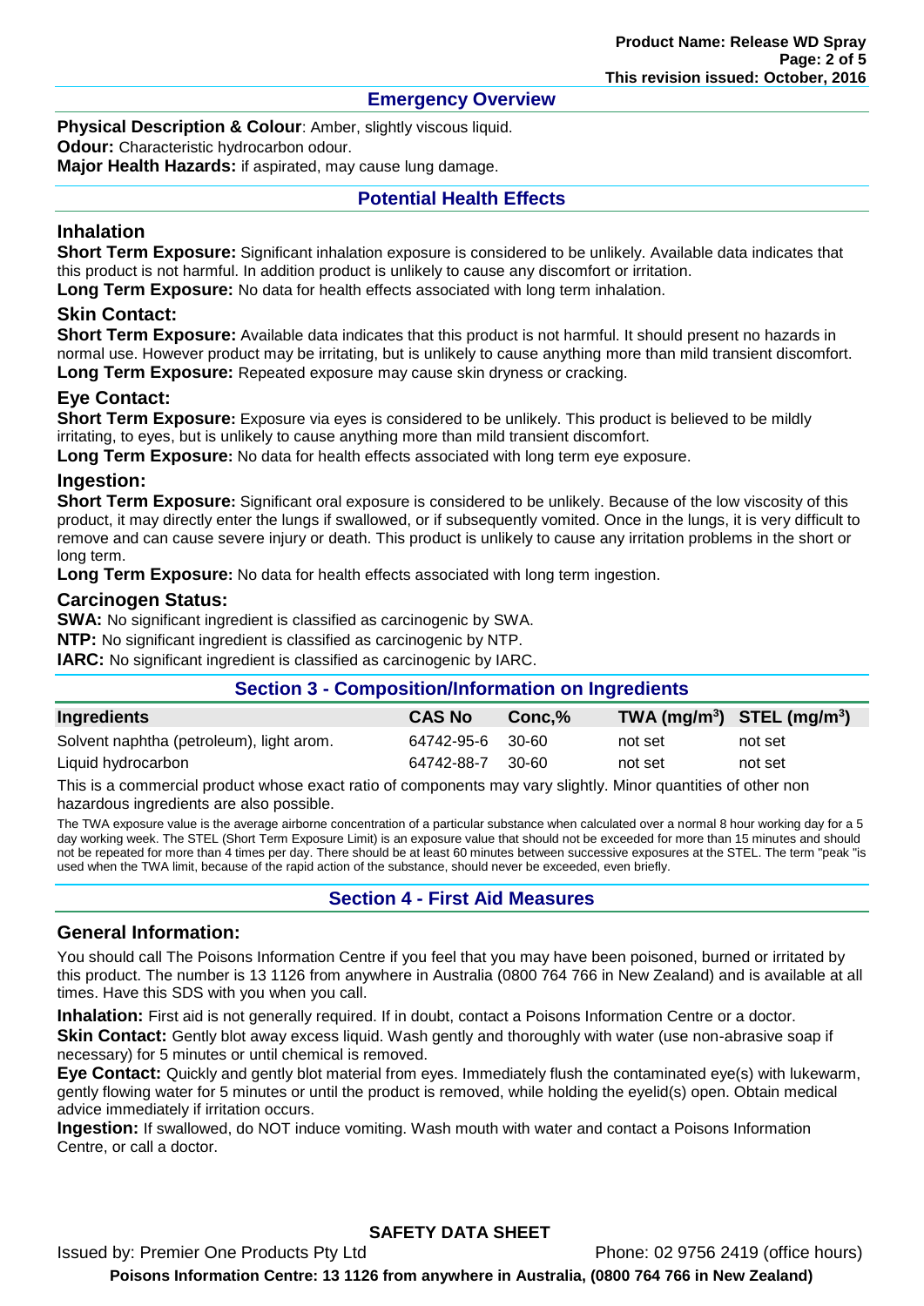## Emergency Overview

**Physical Description & Colour**: Amber, slightly viscous liquid.
**Odour:** Characteristic hydrocarbon odour.
**Major Health Hazards:** if aspirated, may cause lung damage.

## Potential Health Effects

### Inhalation

**Short Term Exposure:** Significant inhalation exposure is considered to be unlikely. Available data indicates that this product is not harmful. In addition product is unlikely to cause any discomfort or irritation.
**Long Term Exposure:** No data for health effects associated with long term inhalation.

### Skin Contact:

**Short Term Exposure:** Available data indicates that this product is not harmful. It should present no hazards in normal use. However product may be irritating, but is unlikely to cause anything more than mild transient discomfort.
**Long Term Exposure:** Repeated exposure may cause skin dryness or cracking.

### Eye Contact:

**Short Term Exposure:** Exposure via eyes is considered to be unlikely. This product is believed to be mildly irritating, to eyes, but is unlikely to cause anything more than mild transient discomfort.
**Long Term Exposure:** No data for health effects associated with long term eye exposure.

### Ingestion:

**Short Term Exposure:** Significant oral exposure is considered to be unlikely. Because of the low viscosity of this product, it may directly enter the lungs if swallowed, or if subsequently vomited. Once in the lungs, it is very difficult to remove and can cause severe injury or death. This product is unlikely to cause any irritation problems in the short or long term.
**Long Term Exposure:** No data for health effects associated with long term ingestion.

### Carcinogen Status:

**SWA:** No significant ingredient is classified as carcinogenic by SWA.
**NTP:** No significant ingredient is classified as carcinogenic by NTP.
**IARC:** No significant ingredient is classified as carcinogenic by IARC.

## Section 3 - Composition/Information on Ingredients

| Ingredients | CAS No | Conc,% | TWA (mg/m$^3$) | STEL (mg/m$^3$) |
|---|---|---|---|---|
| Solvent naphtha (petroleum), light arom. | 64742-95-6 | 30-60 | not set | not set |
| Liquid hydrocarbon | 64742-88-7 | 30-60 | not set | not set |

This is a commercial product whose exact ratio of components may vary slightly. Minor quantities of other non hazardous ingredients are also possible.

The TWA exposure value is the average airborne concentration of a particular substance when calculated over a normal 8 hour working day for a 5 day working week. The STEL (Short Term Exposure Limit) is an exposure value that should not be exceeded for more than 15 minutes and should not be repeated for more than 4 times per day. There should be at least 60 minutes between successive exposures at the STEL. The term "peak "is used when the TWA limit, because of the rapid action of the substance, should never be exceeded, even briefly.

## Section 4 - First Aid Measures

### General Information:

You should call The Poisons Information Centre if you feel that you may have been poisoned, burned or irritated by this product. The number is 13 1126 from anywhere in Australia (0800 764 766 in New Zealand) and is available at all times. Have this SDS with you when you call.

**Inhalation:** First aid is not generally required. If in doubt, contact a Poisons Information Centre or a doctor.
**Skin Contact:** Gently blot away excess liquid. Wash gently and thoroughly with water (use non-abrasive soap if necessary) for 5 minutes or until chemical is removed.
**Eye Contact:** Quickly and gently blot material from eyes. Immediately flush the contaminated eye(s) with lukewarm, gently flowing water for 5 minutes or until the product is removed, while holding the eyelid(s) open. Obtain medical advice immediately if irritation occurs.
**Ingestion:** If swallowed, do NOT induce vomiting. Wash mouth with water and contact a Poisons Information Centre, or call a doctor.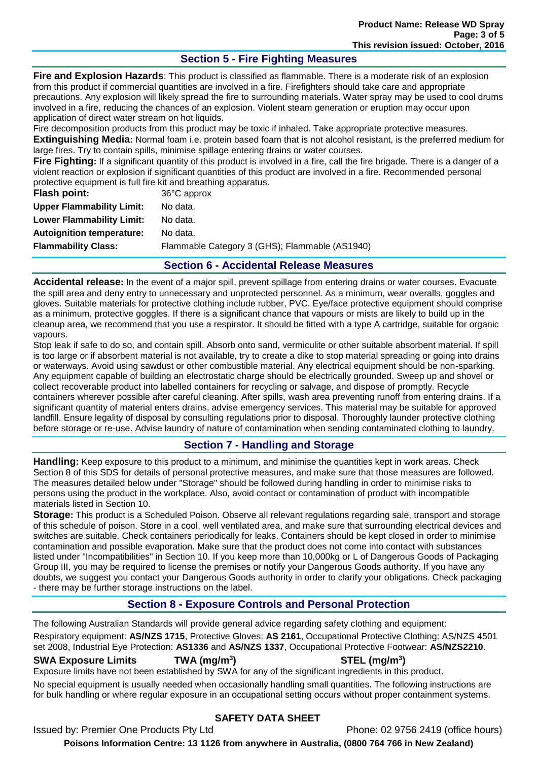## Section 5 - Fire Fighting Measures

**Fire and Explosion Hazards**: This product is classified as flammable. There is a moderate risk of an explosion from this product if commercial quantities are involved in a fire. Firefighters should take care and appropriate precautions. Any explosion will likely spread the fire to surrounding materials. Water spray may be used to cool drums involved in a fire, reducing the chances of an explosion. Violent steam generation or eruption may occur upon application of direct water stream on hot liquids.

Fire decomposition products from this product may be toxic if inhaled. Take appropriate protective measures.

**Extinguishing Media:** Normal foam i.e. protein based foam that is not alcohol resistant, is the preferred medium for large fires. Try to contain spills, minimise spillage entering drains or water courses.

**Fire Fighting:** If a significant quantity of this product is involved in a fire, call the fire brigade. There is a danger of a violent reaction or explosion if significant quantities of this product are involved in a fire. Recommended personal protective equipment is full fire kit and breathing apparatus.

| | |
|---|---|
| **Flash point:** | 36°C approx |
| **Upper Flammability Limit:** | No data. |
| **Lower Flammability Limit:** | No data. |
| **Autoignition temperature:** | No data. |
| **Flammability Class:** | Flammable Category 3 (GHS); Flammable (AS1940) |

## Section 6 - Accidental Release Measures

**Accidental release:** In the event of a major spill, prevent spillage from entering drains or water courses. Evacuate the spill area and deny entry to unnecessary and unprotected personnel. As a minimum, wear overalls, goggles and gloves. Suitable materials for protective clothing include rubber, PVC. Eye/face protective equipment should comprise as a minimum, protective goggles. If there is a significant chance that vapours or mists are likely to build up in the cleanup area, we recommend that you use a respirator. It should be fitted with a type A cartridge, suitable for organic vapours.

Stop leak if safe to do so, and contain spill. Absorb onto sand, vermiculite or other suitable absorbent material. If spill is too large or if absorbent material is not available, try to create a dike to stop material spreading or going into drains or waterways. Avoid using sawdust or other combustible material. Any electrical equipment should be non-sparking. Any equipment capable of building an electrostatic charge should be electrically grounded. Sweep up and shovel or collect recoverable product into labelled containers for recycling or salvage, and dispose of promptly. Recycle containers wherever possible after careful cleaning. After spills, wash area preventing runoff from entering drains. If a significant quantity of material enters drains, advise emergency services. This material may be suitable for approved landfill. Ensure legality of disposal by consulting regulations prior to disposal. Thoroughly launder protective clothing before storage or re-use. Advise laundry of nature of contamination when sending contaminated clothing to laundry.

## Section 7 - Handling and Storage

**Handling:** Keep exposure to this product to a minimum, and minimise the quantities kept in work areas. Check Section 8 of this SDS for details of personal protective measures, and make sure that those measures are followed. The measures detailed below under "Storage" should be followed during handling in order to minimise risks to persons using the product in the workplace. Also, avoid contact or contamination of product with incompatible materials listed in Section 10.

**Storage:** This product is a Scheduled Poison. Observe all relevant regulations regarding sale, transport and storage of this schedule of poison. Store in a cool, well ventilated area, and make sure that surrounding electrical devices and switches are suitable. Check containers periodically for leaks. Containers should be kept closed in order to minimise contamination and possible evaporation. Make sure that the product does not come into contact with substances listed under "Incompatibilities" in Section 10. If you keep more than 10,000kg or L of Dangerous Goods of Packaging Group III, you may be required to license the premises or notify your Dangerous Goods authority. If you have any doubts, we suggest you contact your Dangerous Goods authority in order to clarify your obligations. Check packaging - there may be further storage instructions on the label.

## Section 8 - Exposure Controls and Personal Protection

The following Australian Standards will provide general advice regarding safety clothing and equipment:

Respiratory equipment: **AS/NZS 1715**, Protective Gloves: **AS 2161**, Occupational Protective Clothing: AS/NZS 4501 set 2008, Industrial Eye Protection: **AS1336** and **AS/NZS 1337**, Occupational Protective Footwear: **AS/NZS2210**.

| **SWA Exposure Limits** | **TWA (mg/m$^3$)** | **STEL (mg/m$^3$)** |
|---|---|---|

Exposure limits have not been established by SWA for any of the significant ingredients in this product.

No special equipment is usually needed when occasionally handling small quantities. The following instructions are for bulk handling or where regular exposure in an occupational setting occurs without proper containment systems.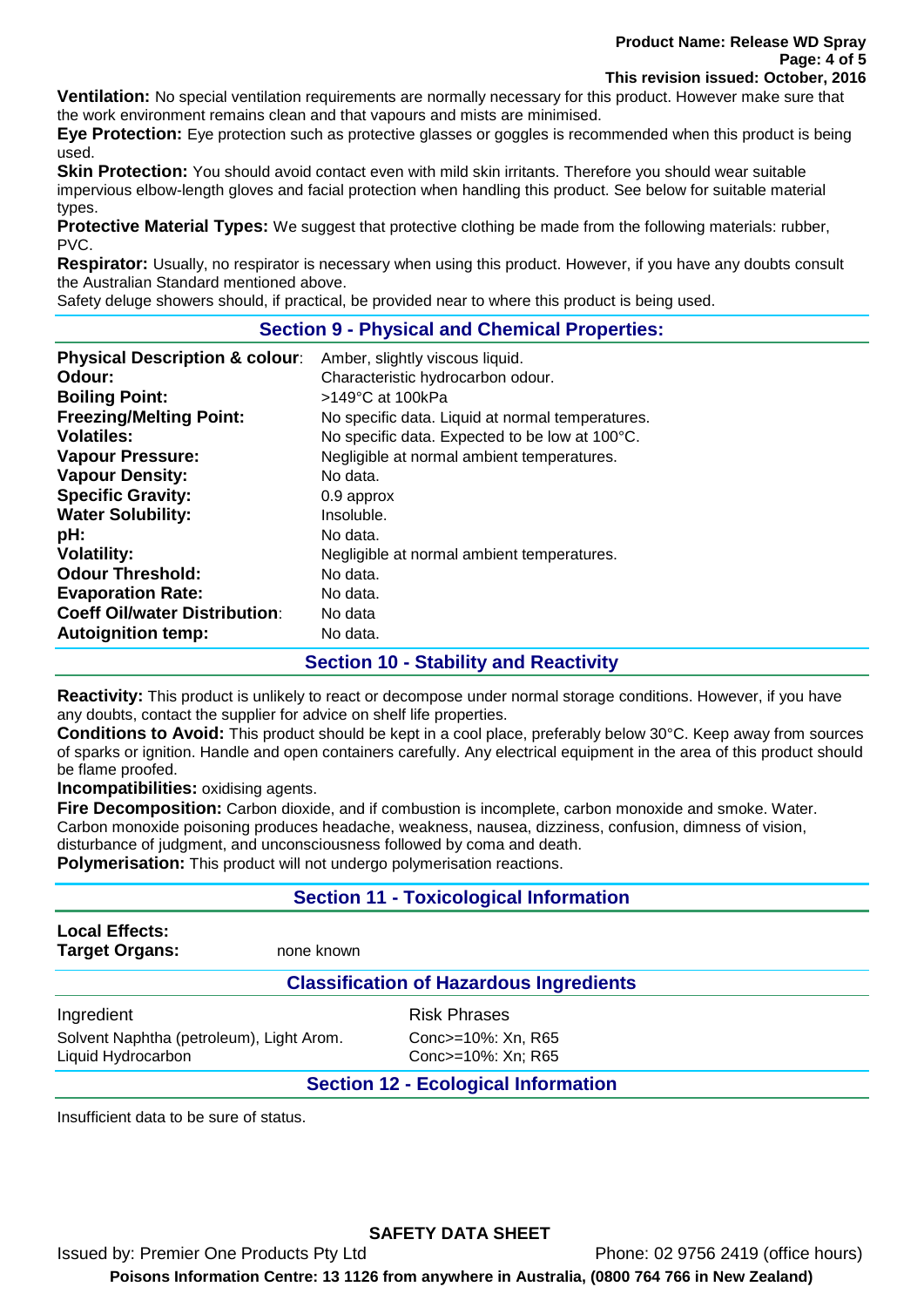**Ventilation:** No special ventilation requirements are normally necessary for this product. However make sure that the work environment remains clean and that vapours and mists are minimised.

**Eye Protection:** Eye protection such as protective glasses or goggles is recommended when this product is being used.

**Skin Protection:** You should avoid contact even with mild skin irritants. Therefore you should wear suitable impervious elbow-length gloves and facial protection when handling this product. See below for suitable material types.

**Protective Material Types:** We suggest that protective clothing be made from the following materials: rubber, PVC.

**Respirator:** Usually, no respirator is necessary when using this product. However, if you have any doubts consult the Australian Standard mentioned above.

Safety deluge showers should, if practical, be provided near to where this product is being used.

## Section 9 - Physical and Chemical Properties:

| | |
|---|---|
| **Physical Description & colour:** | Amber, slightly viscous liquid. |
| **Odour:** | Characteristic hydrocarbon odour. |
| **Boiling Point:** | >149°C at 100kPa |
| **Freezing/Melting Point:** | No specific data. Liquid at normal temperatures. |
| **Volatiles:** | No specific data. Expected to be low at 100°C. |
| **Vapour Pressure:** | Negligible at normal ambient temperatures. |
| **Vapour Density:** | No data. |
| **Specific Gravity:** | 0.9 approx |
| **Water Solubility:** | Insoluble. |
| **pH:** | No data. |
| **Volatility:** | Negligible at normal ambient temperatures. |
| **Odour Threshold:** | No data. |
| **Evaporation Rate:** | No data. |
| **Coeff Oil/water Distribution:** | No data |
| **Autoignition temp:** | No data. |

## Section 10 - Stability and Reactivity

**Reactivity:** This product is unlikely to react or decompose under normal storage conditions. However, if you have any doubts, contact the supplier for advice on shelf life properties.

**Conditions to Avoid:** This product should be kept in a cool place, preferably below 30°C. Keep away from sources of sparks or ignition. Handle and open containers carefully. Any electrical equipment in the area of this product should be flame proofed.

**Incompatibilities:** oxidising agents.

**Fire Decomposition:** Carbon dioxide, and if combustion is incomplete, carbon monoxide and smoke. Water. Carbon monoxide poisoning produces headache, weakness, nausea, dizziness, confusion, dimness of vision, disturbance of judgment, and unconsciousness followed by coma and death.

**Polymerisation:** This product will not undergo polymerisation reactions.

## Section 11 - Toxicological Information

**Local Effects:**

**Target Organs:** none known

### Classification of Hazardous Ingredients

| Ingredient | Risk Phrases |
|---|---|
| Solvent Naphtha (petroleum), Light Arom. | Conc>=10%: Xn, R65 |
| Liquid Hydrocarbon | Conc>=10%: Xn; R65 |

## Section 12 - Ecological Information

Insufficient data to be sure of status.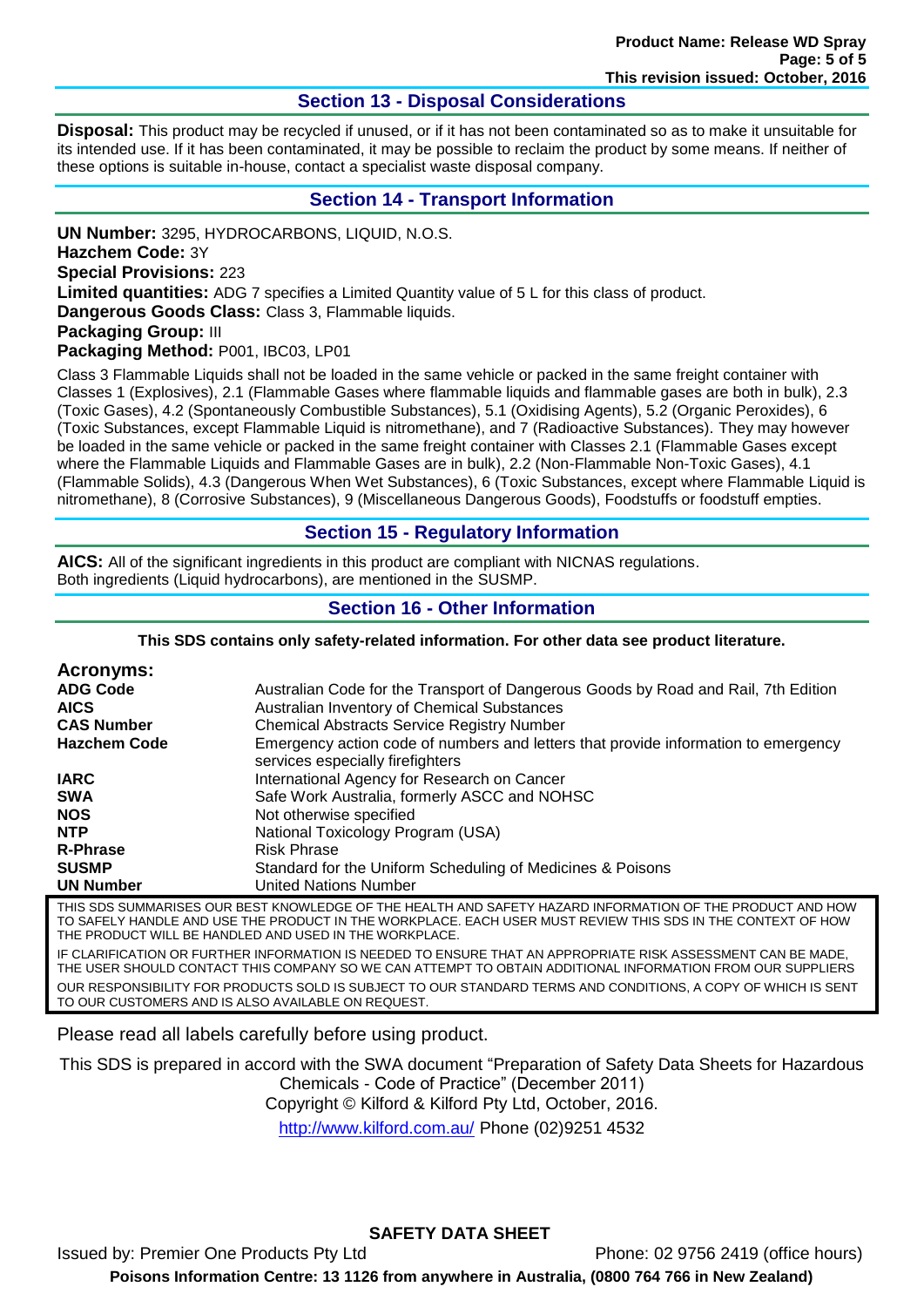## Section 13 - Disposal Considerations

**Disposal:** This product may be recycled if unused, or if it has not been contaminated so as to make it unsuitable for its intended use. If it has been contaminated, it may be possible to reclaim the product by some means. If neither of these options is suitable in-house, contact a specialist waste disposal company.

## Section 14 - Transport Information

**UN Number:** 3295, HYDROCARBONS, LIQUID, N.O.S.
**Hazchem Code:** 3Y
**Special Provisions:** 223
**Limited quantities:** ADG 7 specifies a Limited Quantity value of 5 L for this class of product.
**Dangerous Goods Class:** Class 3, Flammable liquids.
**Packaging Group:** III
**Packaging Method:** P001, IBC03, LP01

Class 3 Flammable Liquids shall not be loaded in the same vehicle or packed in the same freight container with Classes 1 (Explosives), 2.1 (Flammable Gases where flammable liquids and flammable gases are both in bulk), 2.3 (Toxic Gases), 4.2 (Spontaneously Combustible Substances), 5.1 (Oxidising Agents), 5.2 (Organic Peroxides), 6 (Toxic Substances, except Flammable Liquid is nitromethane), and 7 (Radioactive Substances). They may however be loaded in the same vehicle or packed in the same freight container with Classes 2.1 (Flammable Gases except where the Flammable Liquids and Flammable Gases are in bulk), 2.2 (Non-Flammable Non-Toxic Gases), 4.1 (Flammable Solids), 4.3 (Dangerous When Wet Substances), 6 (Toxic Substances, except where Flammable Liquid is nitromethane), 8 (Corrosive Substances), 9 (Miscellaneous Dangerous Goods), Foodstuffs or foodstuff empties.

## Section 15 - Regulatory Information

**AICS:** All of the significant ingredients in this product are compliant with NICNAS regulations.
Both ingredients (Liquid hydrocarbons), are mentioned in the SUSMP.

## Section 16 - Other Information

**This SDS contains only safety-related information. For other data see product literature.**

**Acronyms:**

| | |
|---|---|
| **ADG Code** | Australian Code for the Transport of Dangerous Goods by Road and Rail, 7th Edition |
| **AICS** | Australian Inventory of Chemical Substances |
| **CAS Number** | Chemical Abstracts Service Registry Number |
| **Hazchem Code** | Emergency action code of numbers and letters that provide information to emergency services especially firefighters |
| **IARC** | International Agency for Research on Cancer |
| **SWA** | Safe Work Australia, formerly ASCC and NOHSC |
| **NOS** | Not otherwise specified |
| **NTP** | National Toxicology Program (USA) |
| **R-Phrase** | Risk Phrase |
| **SUSMP** | Standard for the Uniform Scheduling of Medicines & Poisons |
| **UN Number** | United Nations Number |

THIS SDS SUMMARISES OUR BEST KNOWLEDGE OF THE HEALTH AND SAFETY HAZARD INFORMATION OF THE PRODUCT AND HOW TO SAFELY HANDLE AND USE THE PRODUCT IN THE WORKPLACE. EACH USER MUST REVIEW THIS SDS IN THE CONTEXT OF HOW THE PRODUCT WILL BE HANDLED AND USED IN THE WORKPLACE.

IF CLARIFICATION OR FURTHER INFORMATION IS NEEDED TO ENSURE THAT AN APPROPRIATE RISK ASSESSMENT CAN BE MADE, THE USER SHOULD CONTACT THIS COMPANY SO WE CAN ATTEMPT TO OBTAIN ADDITIONAL INFORMATION FROM OUR SUPPLIERS

OUR RESPONSIBILITY FOR PRODUCTS SOLD IS SUBJECT TO OUR STANDARD TERMS AND CONDITIONS, A COPY OF WHICH IS SENT TO OUR CUSTOMERS AND IS ALSO AVAILABLE ON REQUEST.

Please read all labels carefully before using product.

This SDS is prepared in accord with the SWA document "Preparation of Safety Data Sheets for Hazardous Chemicals - Code of Practice" (December 2011)
Copyright © Kilford & Kilford Pty Ltd, October, 2016.
http://www.kilford.com.au/ Phone (02)9251 4532

**SAFETY DATA SHEET**
Issued by: Premier One Products Pty Ltd Phone: 02 9756 2419 (office hours)
**Poisons Information Centre: 13 1126 from anywhere in Australia, (0800 764 766 in New Zealand)**